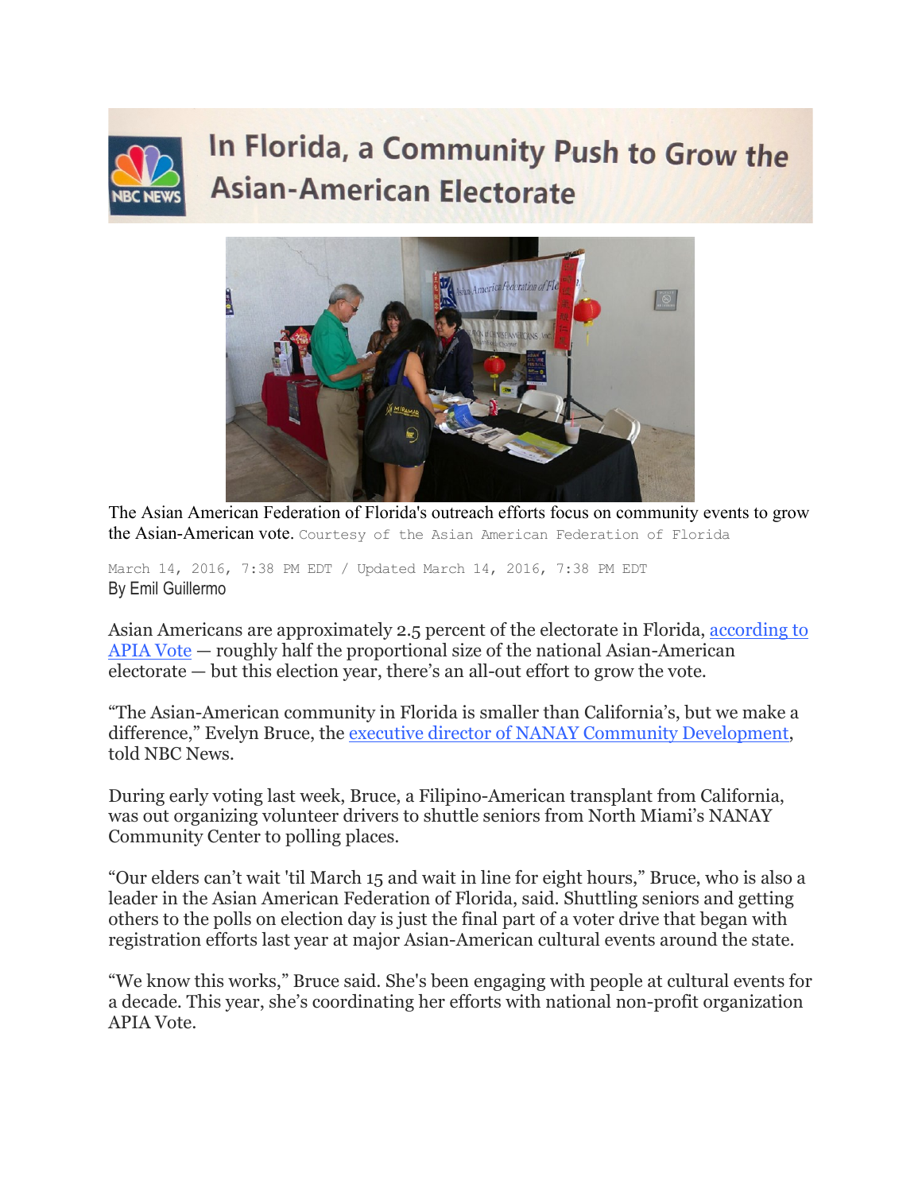# In Florida, a Community Push to Grow the Asian-American Electorate

The Asian American Federation of Florida's outreach efforts focus on community events to grow the Asian-American vote. Courtesy of the Asian American Federation of Florida

March 14, 2016, 7:38 PM EDT / Updated March 14, 2016, 7:38 PM EDT

By Emil Guillermo

Asian Americans are approximately 2.5 percent of the electorate in Florida, according to APIA Vote — roughly half the proportional size of the national Asian-American electorate — but this election year, there's an all-out effort to grow the vote.

"The Asian-American community in Florida is smaller than California's, but we make a difference," Evelyn Bruce, the executive director of NANAY Community Development, told NBC News.

During early voting last week, Bruce, a Filipino-American transplant from California, was out organizing volunteer drivers to shuttle seniors from North Miami's NANAY Community Center to polling places.

"Our elders can't wait 'til March 15 and wait in line for eight hours," Bruce, who is also a leader in the Asian American Federation of Florida, said. Shuttling seniors and getting others to the polls on election day is just the final part of a voter drive that began with registration efforts last year at major Asian-American cultural events around the state.

"We know this works," Bruce said. She's been engaging with people at cultural events for a decade. This year, she's coordinating her efforts with national non-profit organization APIA Vote.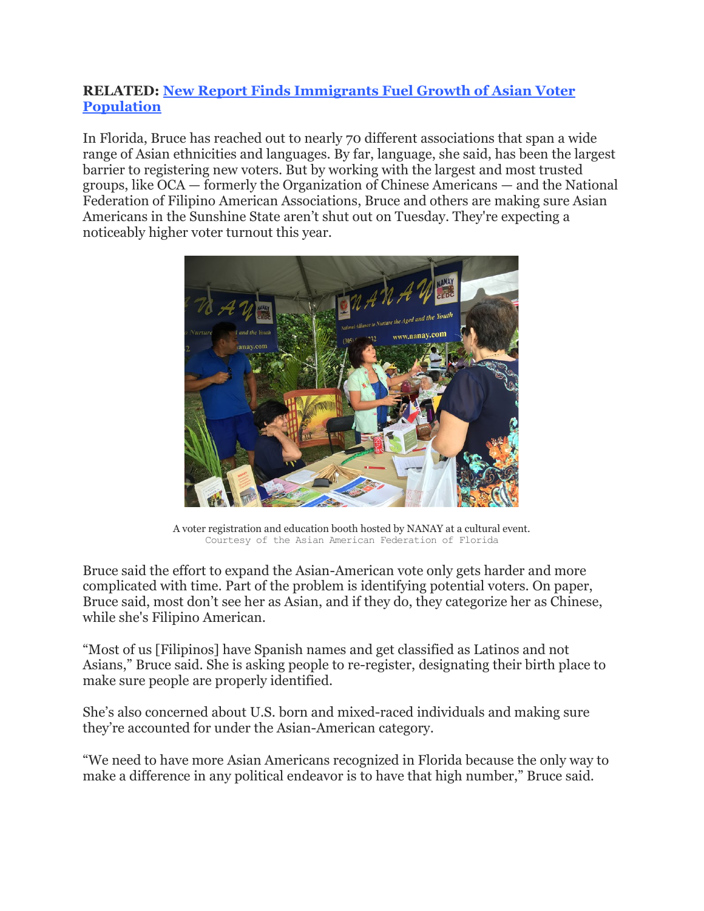**RELATED:** [New Report Finds Immigrants Fuel Growth of Asian Voter Population]()

In Florida, Bruce has reached out to nearly 70 different associations that span a wide range of Asian ethnicities and languages. By far, language, she said, has been the largest barrier to registering new voters. But by working with the largest and most trusted groups, like OCA — formerly the Organization of Chinese Americans — and the National Federation of Filipino American Associations, Bruce and others are making sure Asian Americans in the Sunshine State aren't shut out on Tuesday. They're expecting a noticeably higher voter turnout this year.

A voter registration and education booth hosted by NANAY at a cultural event.
Courtesy of the Asian American Federation of Florida

Bruce said the effort to expand the Asian-American vote only gets harder and more complicated with time. Part of the problem is identifying potential voters. On paper, Bruce said, most don't see her as Asian, and if they do, they categorize her as Chinese, while she's Filipino American.

"Most of us [Filipinos] have Spanish names and get classified as Latinos and not Asians," Bruce said. She is asking people to re-register, designating their birth place to make sure people are properly identified.

She's also concerned about U.S. born and mixed-raced individuals and making sure they're accounted for under the Asian-American category.

"We need to have more Asian Americans recognized in Florida because the only way to make a difference in any political endeavor is to have that high number," Bruce said.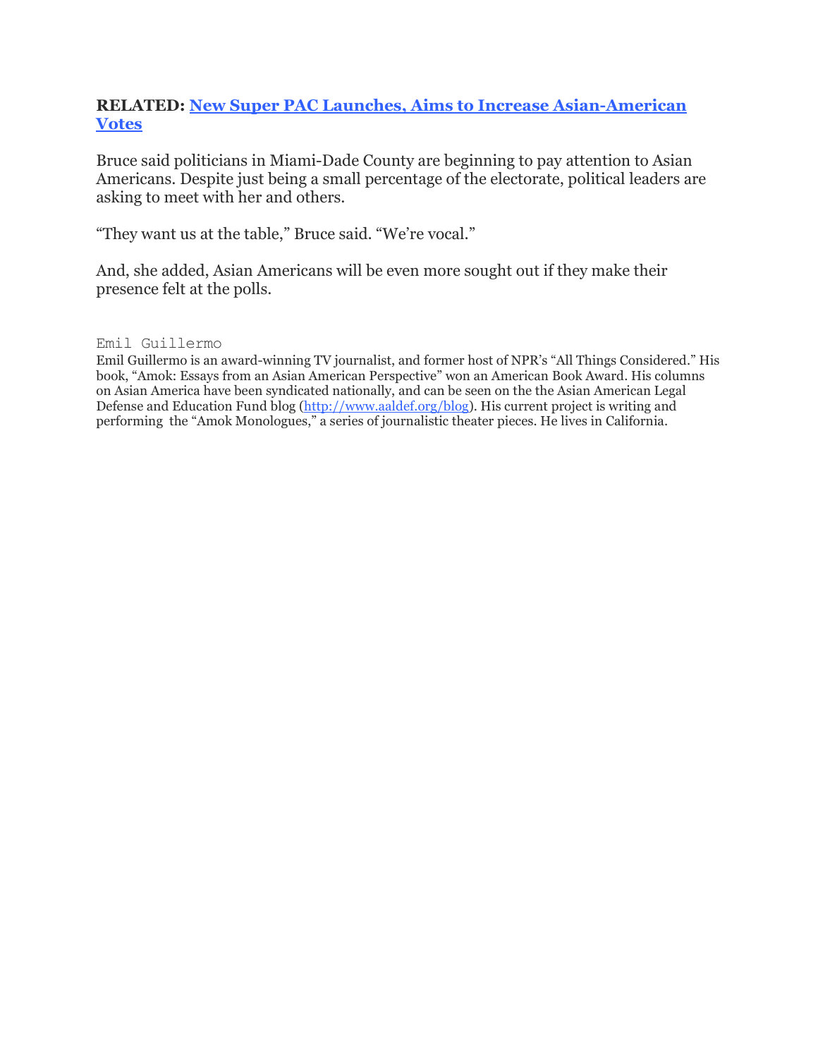**RELATED: New Super PAC Launches, Aims to Increase Asian-American Votes**

Bruce said politicians in Miami-Dade County are beginning to pay attention to Asian Americans. Despite just being a small percentage of the electorate, political leaders are asking to meet with her and others.

"They want us at the table," Bruce said. "We're vocal."

And, she added, Asian Americans will be even more sought out if they make their presence felt at the polls.

Emil Guillermo

Emil Guillermo is an award-winning TV journalist, and former host of NPR's "All Things Considered." His book, "Amok: Essays from an Asian American Perspective" won an American Book Award. His columns on Asian America have been syndicated nationally, and can be seen on the the Asian American Legal Defense and Education Fund blog (http://www.aaldef.org/blog). His current project is writing and performing the "Amok Monologues," a series of journalistic theater pieces. He lives in California.